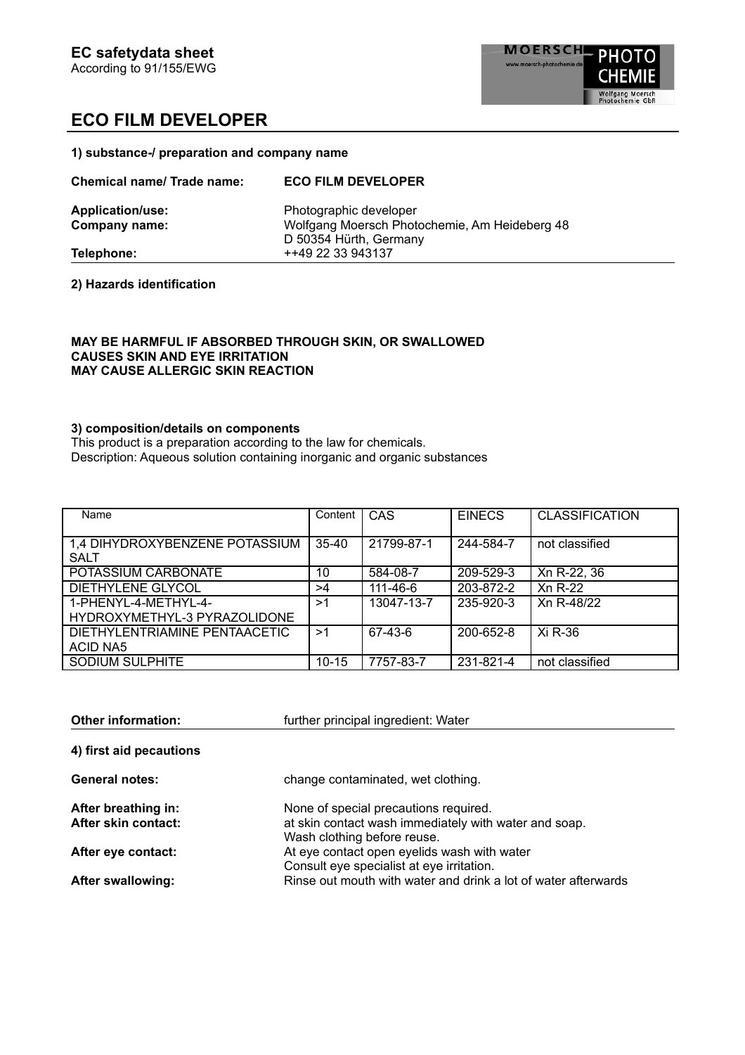**EC safetydata sheet**
According to 91/155/EWG

# ECO FILM DEVELOPER

**1) substance-/ preparation and company name**

**Chemical name/ Trade name:** **ECO FILM DEVELOPER**

**Application/use:** Photographic developer
**Company name:** Wolfgang Moersch Photochemie, Am Heideberg 48
D 50354 Hürth, Germany
**Telephone:** ++49 22 33 943137

**2) Hazards identification**

**MAY BE HARMFUL IF ABSORBED THROUGH SKIN, OR SWALLOWED**
**CAUSES SKIN AND EYE IRRITATION**
**MAY CAUSE ALLERGIC SKIN REACTION**

**3) composition/details on components**
This product is a preparation according to the law for chemicals.
Description: Aqueous solution containing inorganic and organic substances

| Name | Content | CAS | EINECS | CLASSIFICATION |
|---|---|---|---|---|
| 1,4 DIHYDROXYBENZENE POTASSIUM SALT | 35-40 | 21799-87-1 | 244-584-7 | not classified |
| POTASSIUM CARBONATE | 10 | 584-08-7 | 209-529-3 | Xn R-22, 36 |
| DIETHYLENE GLYCOL | >4 | 111-46-6 | 203-872-2 | Xn R-22 |
| 1-PHENYL-4-METHYL-4-HYDROXYMETHYL-3 PYRAZOLIDONE | >1 | 13047-13-7 | 235-920-3 | Xn R-48/22 |
| DIETHYLENTRIAMINE PENTAACETIC ACID NA5 | >1 | 67-43-6 | 200-652-8 | Xi R-36 |
| SODIUM SULPHITE | 10-15 | 7757-83-7 | 231-821-4 | not classified |

**Other information:** further principal ingredient: Water

**4) first aid pecautions**

**General notes:** change contaminated, wet clothing.

**After breathing in:** None of special precautions required.
**After skin contact:** at skin contact wash immediately with water and soap.
Wash clothing before reuse.
**After eye contact:** At eye contact open eyelids wash with water
Consult eye specialist at eye irritation.
**After swallowing:** Rinse out mouth with water and drink a lot of water afterwards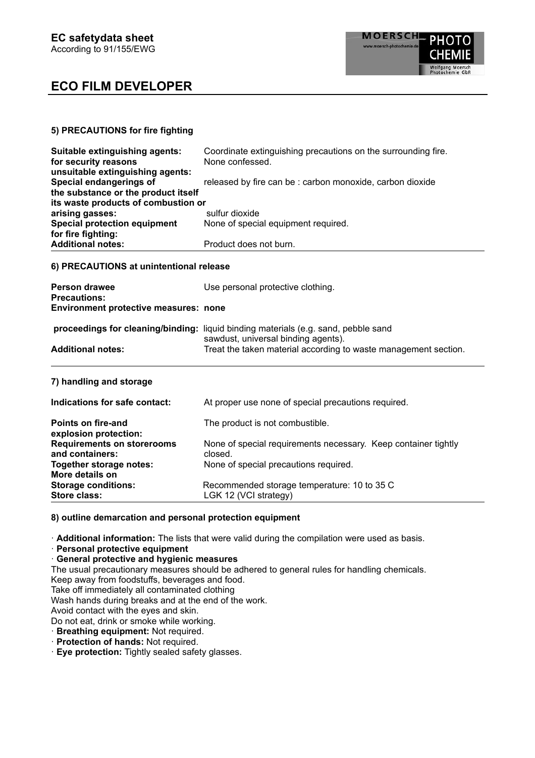**EC safetydata sheet**
According to 91/155/EWG

# ECO FILM DEVELOPER

## 5) PRECAUTIONS for fire fighting

| | |
|---|---|
| **Suitable extinguishing agents:** | Coordinate extinguishing precautions on the surrounding fire. |
| **for security reasons unsuitable extinguishing agents:** | None confessed. |
| **Special endangerings of the substance or the product itself its waste products of combustion or arising gasses:** | released by fire can be : carbon monoxide, carbon dioxide<br>sulfur dioxide |
| **Special protection equipment for fire fighting:** | None of special equipment required. |
| **Additional notes:** | Product does not burn. |

## 6) PRECAUTIONS at unintentional release

| | |
|---|---|
| **Person drawee Precautions:** | Use personal protective clothing. |
| **Environment protective measures:** | **none** |
| **proceedings for cleaning/binding:** | liquid binding materials (e.g. sand, pebble sand sawdust, universal binding agents). |
| **Additional notes:** | Treat the taken material according to waste management section. |

## 7) handling and storage

| | |
|---|---|
| **Indications for safe contact:** | At proper use none of special precautions required. |
| **Points on fire-and explosion protection:** | The product is not combustible. |
| **Requirements on storerooms and containers:** | None of special requirements necessary. Keep container tightly closed. |
| **Together storage notes:** | None of special precautions required. |
| **More details on Storage conditions:** | Recommended storage temperature: 10 to 35 C |
| **Store class:** | LGK 12 (VCI strategy) |

## 8) outline demarcation and personal protection equipment

· **Additional information:** The lists that were valid during the compilation were used as basis.
· **Personal protective equipment**
· **General protective and hygienic measures**
The usual precautionary measures should be adhered to general rules for handling chemicals.
Keep away from foodstuffs, beverages and food.
Take off immediately all contaminated clothing
Wash hands during breaks and at the end of the work.
Avoid contact with the eyes and skin.
Do not eat, drink or smoke while working.
· **Breathing equipment:** Not required.
· **Protection of hands:** Not required.
· **Eye protection:** Tightly sealed safety glasses.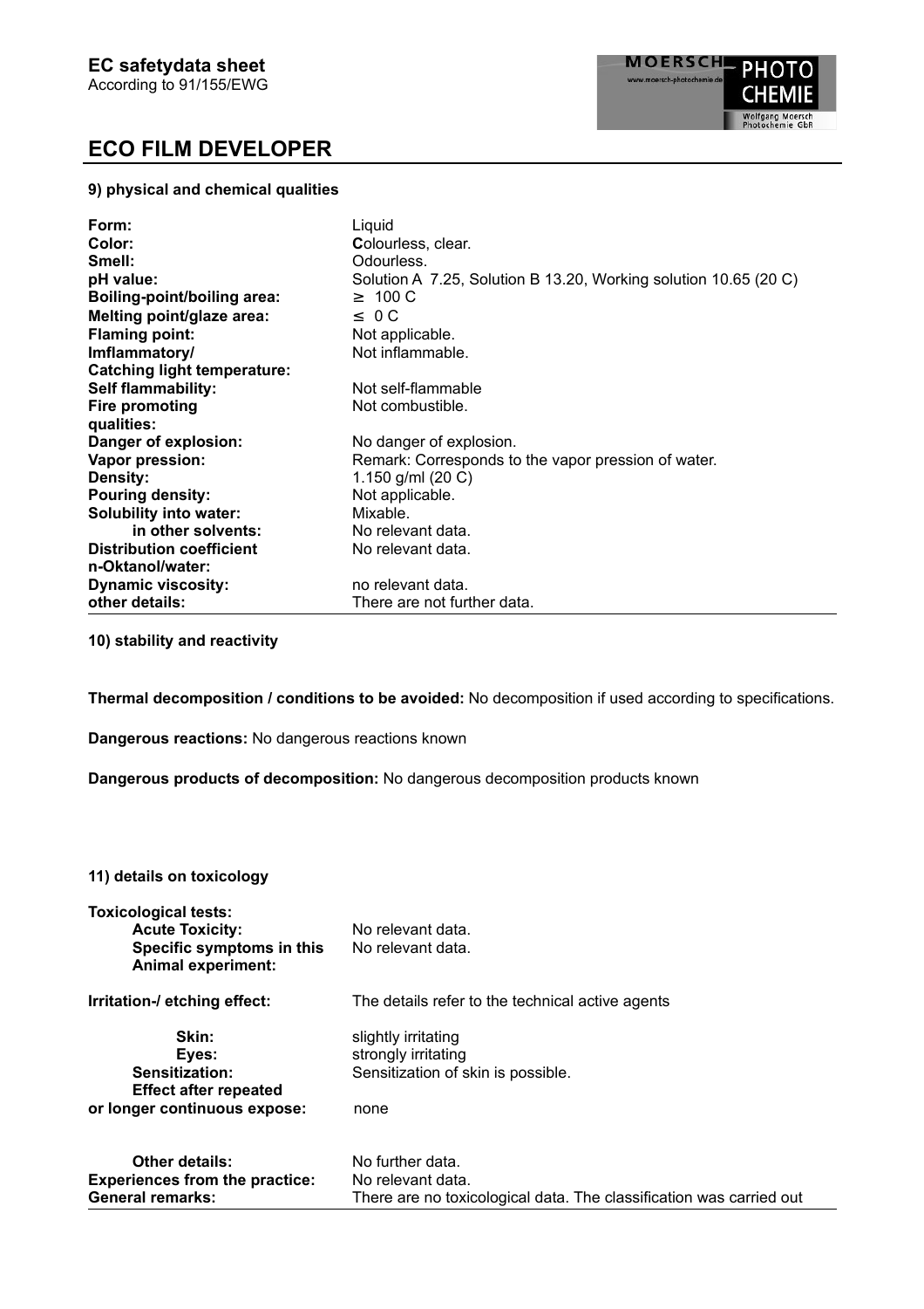# ECO FILM DEVELOPER

### 9) physical and chemical qualities

| | |
|---|---|
| **Form:** | Liquid |
| **Color:** | **C**olourless, clear. |
| **Smell:** | Odourless. |
| **pH value:** | Solution A 7.25, Solution B 13.20, Working solution 10.65 (20 C) |
| **Boiling-point/boiling area:** | ≥ 100 C |
| **Melting point/glaze area:** | ≤ 0 C |
| **Flaming point:** | Not applicable. |
| **Imflammatory/ Catching light temperature:** | Not inflammable. |
| **Self flammability:** | Not self-flammable |
| **Fire promoting qualities:** | Not combustible. |
| **Danger of explosion:** | No danger of explosion. |
| **Vapor pression:** | Remark: Corresponds to the vapor pression of water. |
| **Density:** | 1.150 g/ml (20 C) |
| **Pouring density:** | Not applicable. |
| **Solubility into water:** | Mixable. |
| **in other solvents:** | No relevant data. |
| **Distribution coefficient n-Oktanol/water:** | No relevant data. |
| **Dynamic viscosity:** | no relevant data. |
| **other details:** | There are not further data. |

### 10) stability and reactivity

**Thermal decomposition / conditions to be avoided:** No decomposition if used according to specifications.

**Dangerous reactions:** No dangerous reactions known

**Dangerous products of decomposition:** No dangerous decomposition products known

### 11) details on toxicology

| | |
|---|---|
| **Toxicological tests:** | |
| **Acute Toxicity:** | No relevant data. |
| **Specific symptoms in this Animal experiment:** | No relevant data. |
| **Irritation-/ etching effect:** | The details refer to the technical active agents |
| **Skin:** | slightly irritating |
| **Eyes:** | strongly irritating |
| **Sensitization:** | Sensitization of skin is possible. |
| **Effect after repeated or longer continuous expose:** | none |
| **Other details:** | No further data. |
| **Experiences from the practice:** | No relevant data. |
| **General remarks:** | There are no toxicological data. The classification was carried out |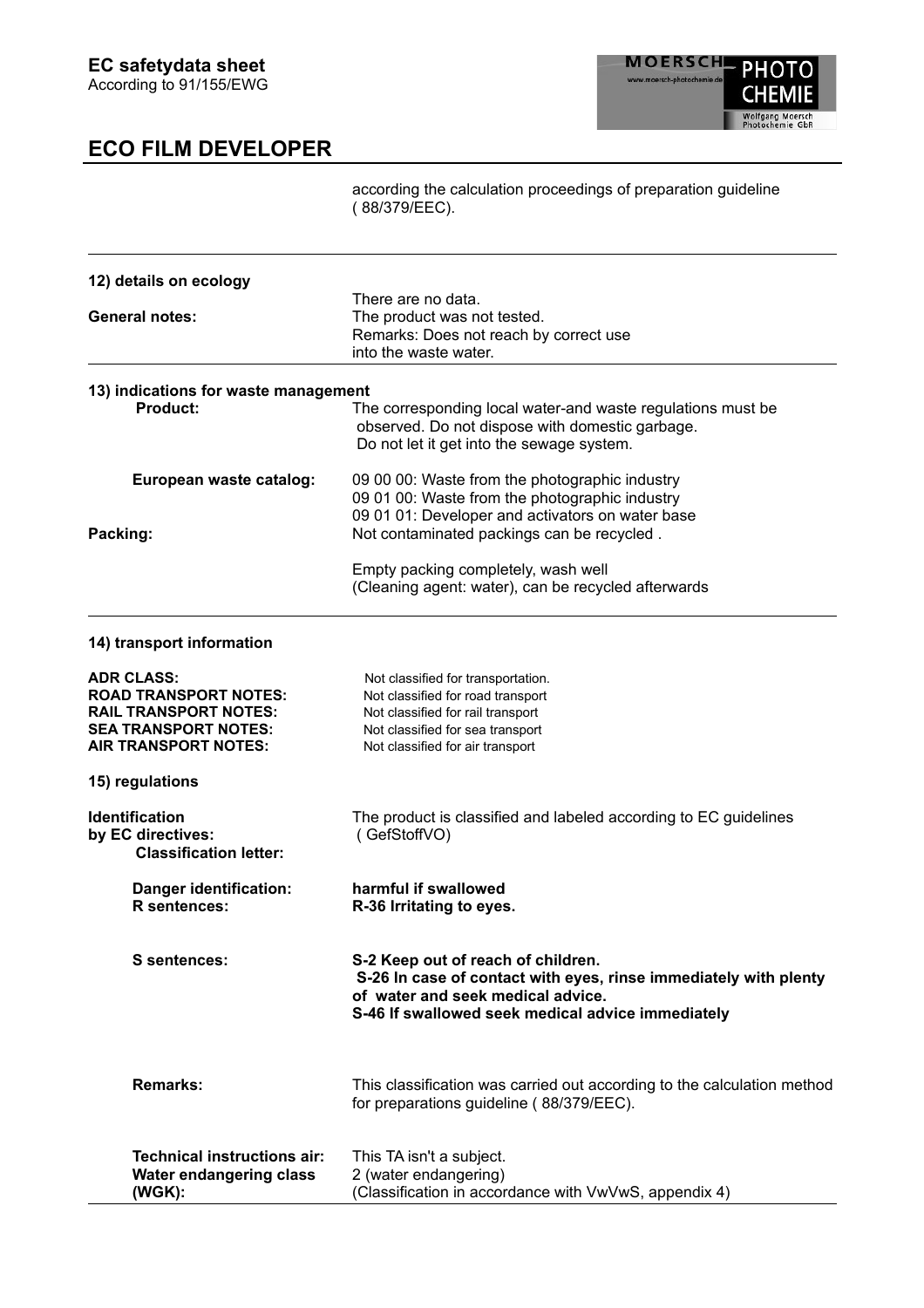according the calculation proceedings of preparation guideline ( 88/379/EEC).

## 12) details on ecology

| | |
|---|---|
| **General notes:** | There are no data. The product was not tested. Remarks: Does not reach by correct use into the waste water. |

## 13) indications for waste management

| | |
|---|---|
| **Product:** | The corresponding local water-and waste regulations must be observed. Do not dispose with domestic garbage. Do not let it get into the sewage system. |
| **European waste catalog:** | 09 00 00: Waste from the photographic industry<br>09 01 00: Waste from the photographic industry<br>09 01 01: Developer and activators on water base |
| **Packing:** | Not contaminated packings can be recycled .<br><br>Empty packing completely, wash well (Cleaning agent: water), can be recycled afterwards |

## 14) transport information

| | |
|---|---|
| **ADR CLASS:** | Not classified for transportation. |
| **ROAD TRANSPORT NOTES:** | Not classified for road transport |
| **RAIL TRANSPORT NOTES:** | Not classified for rail transport |
| **SEA TRANSPORT NOTES:** | Not classified for sea transport |
| **AIR TRANSPORT NOTES:** | Not classified for air transport |

## 15) regulations

| | |
|---|---|
| **Identification by EC directives:** | The product is classified and labeled according to EC guidelines ( GefStoffVO) |
| **Classification letter:** | |
| **Danger identification:** | **harmful if swallowed** |
| **R sentences:** | **R-36 Irritating to eyes.** |
| **S sentences:** | **S-2 Keep out of reach of children.**<br>**S-26 In case of contact with eyes, rinse immediately with plenty of water and seek medical advice.**<br>**S-46 If swallowed seek medical advice immediately** |
| **Remarks:** | This classification was carried out according to the calculation method for preparations guideline ( 88/379/EEC). |
| **Technical instructions air:** | This TA isn't a subject. |
| **Water endangering class (WGK):** | 2 (water endangering)<br>(Classification in accordance with VwVwS, appendix 4) |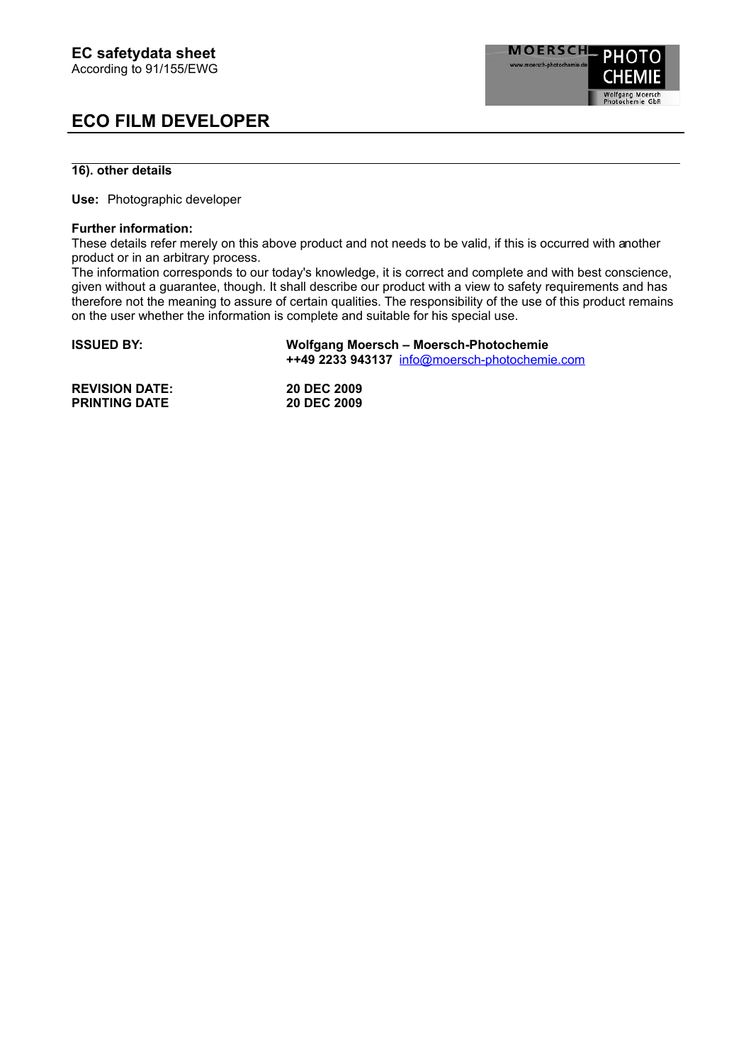## 16). other details

**Use:** Photographic developer

**Further information:**
These details refer merely on this above product and not needs to be valid, if this is occurred with another product or in an arbitrary process.
The information corresponds to our today's knowledge, it is correct and complete and with best conscience, given without a guarantee, though. It shall describe our product with a view to safety requirements and has therefore not the meaning to assure of certain qualities. The responsibility of the use of this product remains on the user whether the information is complete and suitable for his special use.

| | |
|---|---|
| **ISSUED BY:** | **Wolfgang Moersch – Moersch-Photochemie** |
| | **++49 2233 943137** info@moersch-photochemie.com |
| **REVISION DATE:** | **20 DEC 2009** |
| **PRINTING DATE** | **20 DEC 2009** |